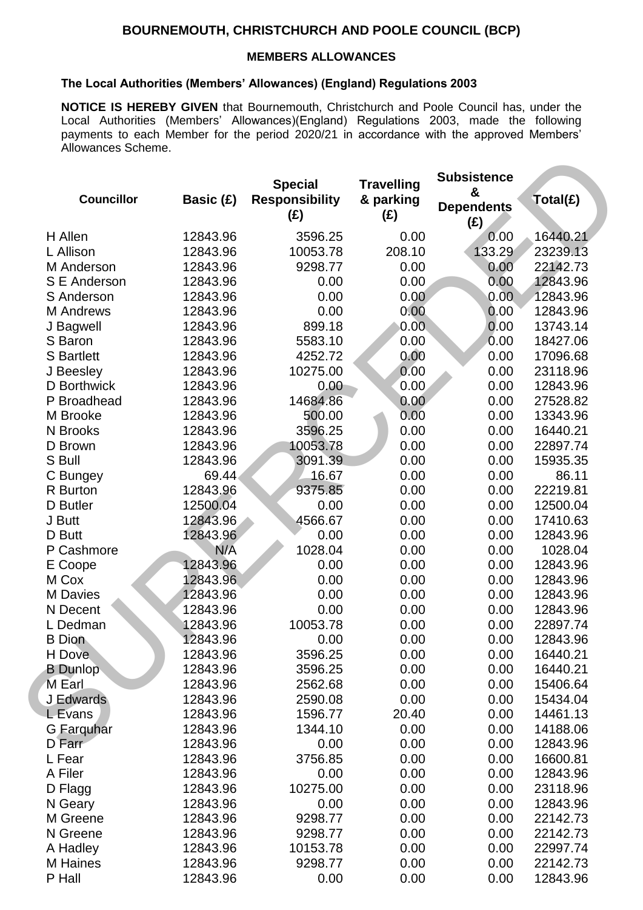# BOURNEMOUTH, CHRISTCHURCH AND POOLE COUNCIL (BCP)

## MEMBERS ALLOWANCES

### The Local Authorities (Members' Allowances) (England) Regulations 2003

**NOTICE IS HEREBY GIVEN** that Bournemouth, Christchurch and Poole Council has, under the Local Authorities (Members' Allowances)(England) Regulations 2003, made the following payments to each Member for the period 2020/21 in accordance with the approved Members' Allowances Scheme.

SUPERCEDED

| Councillor | Basic (£) | Special Responsibility (£) | Travelling & parking (£) | Subsistence & Dependents (£) | Total(£) |
|---|---|---|---|---|---|
| H Allen | 12843.96 | 3596.25 | 0.00 | 0.00 | 16440.21 |
| L Allison | 12843.96 | 10053.78 | 208.10 | 133.29 | 23239.13 |
| M Anderson | 12843.96 | 9298.77 | 0.00 | 0.00 | 22142.73 |
| S E Anderson | 12843.96 | 0.00 | 0.00 | 0.00 | 12843.96 |
| S Anderson | 12843.96 | 0.00 | 0.00 | 0.00 | 12843.96 |
| M Andrews | 12843.96 | 0.00 | 0.00 | 0.00 | 12843.96 |
| J Bagwell | 12843.96 | 899.18 | 0.00 | 0.00 | 13743.14 |
| S Baron | 12843.96 | 5583.10 | 0.00 | 0.00 | 18427.06 |
| S Bartlett | 12843.96 | 4252.72 | 0.00 | 0.00 | 17096.68 |
| J Beesley | 12843.96 | 10275.00 | 0.00 | 0.00 | 23118.96 |
| D Borthwick | 12843.96 | 0.00 | 0.00 | 0.00 | 12843.96 |
| P Broadhead | 12843.96 | 14684.86 | 0.00 | 0.00 | 27528.82 |
| M Brooke | 12843.96 | 500.00 | 0.00 | 0.00 | 13343.96 |
| N Brooks | 12843.96 | 3596.25 | 0.00 | 0.00 | 16440.21 |
| D Brown | 12843.96 | 10053.78 | 0.00 | 0.00 | 22897.74 |
| S Bull | 12843.96 | 3091.39 | 0.00 | 0.00 | 15935.35 |
| C Bungey | 69.44 | 16.67 | 0.00 | 0.00 | 86.11 |
| R Burton | 12843.96 | 9375.85 | 0.00 | 0.00 | 22219.81 |
| D Butler | 12500.04 | 0.00 | 0.00 | 0.00 | 12500.04 |
| J Butt | 12843.96 | 4566.67 | 0.00 | 0.00 | 17410.63 |
| D Butt | 12843.96 | 0.00 | 0.00 | 0.00 | 12843.96 |
| P Cashmore | N/A | 1028.04 | 0.00 | 0.00 | 1028.04 |
| E Coope | 12843.96 | 0.00 | 0.00 | 0.00 | 12843.96 |
| M Cox | 12843.96 | 0.00 | 0.00 | 0.00 | 12843.96 |
| M Davies | 12843.96 | 0.00 | 0.00 | 0.00 | 12843.96 |
| N Decent | 12843.96 | 0.00 | 0.00 | 0.00 | 12843.96 |
| L Dedman | 12843.96 | 10053.78 | 0.00 | 0.00 | 22897.74 |
| B Dion | 12843.96 | 0.00 | 0.00 | 0.00 | 12843.96 |
| H Dove | 12843.96 | 3596.25 | 0.00 | 0.00 | 16440.21 |
| B Dunlop | 12843.96 | 3596.25 | 0.00 | 0.00 | 16440.21 |
| M Earl | 12843.96 | 2562.68 | 0.00 | 0.00 | 15406.64 |
| J Edwards | 12843.96 | 2590.08 | 0.00 | 0.00 | 15434.04 |
| L Evans | 12843.96 | 1596.77 | 20.40 | 0.00 | 14461.13 |
| G Farquhar | 12843.96 | 1344.10 | 0.00 | 0.00 | 14188.06 |
| D Farr | 12843.96 | 0.00 | 0.00 | 0.00 | 12843.96 |
| L Fear | 12843.96 | 3756.85 | 0.00 | 0.00 | 16600.81 |
| A Filer | 12843.96 | 0.00 | 0.00 | 0.00 | 12843.96 |
| D Flagg | 12843.96 | 10275.00 | 0.00 | 0.00 | 23118.96 |
| N Geary | 12843.96 | 0.00 | 0.00 | 0.00 | 12843.96 |
| M Greene | 12843.96 | 9298.77 | 0.00 | 0.00 | 22142.73 |
| N Greene | 12843.96 | 9298.77 | 0.00 | 0.00 | 22142.73 |
| A Hadley | 12843.96 | 10153.78 | 0.00 | 0.00 | 22997.74 |
| M Haines | 12843.96 | 9298.77 | 0.00 | 0.00 | 22142.73 |
| P Hall | 12843.96 | 0.00 | 0.00 | 0.00 | 12843.96 |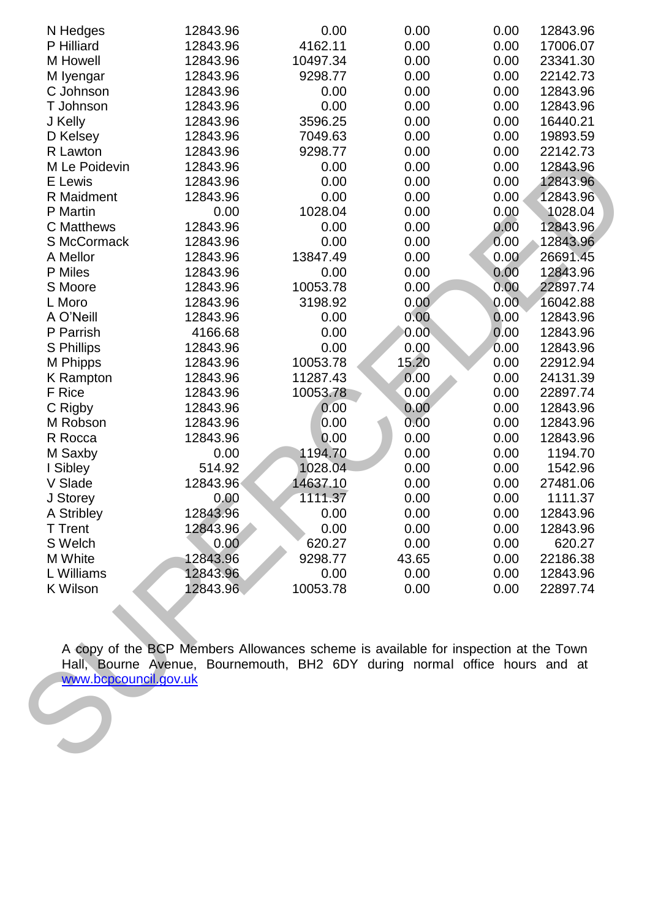| | | | | | |
|---|---|---|---|---|---|
| N Hedges | 12843.96 | 0.00 | 0.00 | 0.00 | 12843.96 |
| P Hilliard | 12843.96 | 4162.11 | 0.00 | 0.00 | 17006.07 |
| M Howell | 12843.96 | 10497.34 | 0.00 | 0.00 | 23341.30 |
| M Iyengar | 12843.96 | 9298.77 | 0.00 | 0.00 | 22142.73 |
| C Johnson | 12843.96 | 0.00 | 0.00 | 0.00 | 12843.96 |
| T Johnson | 12843.96 | 0.00 | 0.00 | 0.00 | 12843.96 |
| J Kelly | 12843.96 | 3596.25 | 0.00 | 0.00 | 16440.21 |
| D Kelsey | 12843.96 | 7049.63 | 0.00 | 0.00 | 19893.59 |
| R Lawton | 12843.96 | 9298.77 | 0.00 | 0.00 | 22142.73 |
| M Le Poidevin | 12843.96 | 0.00 | 0.00 | 0.00 | 12843.96 |
| E Lewis | 12843.96 | 0.00 | 0.00 | 0.00 | 12843.96 |
| R Maidment | 12843.96 | 0.00 | 0.00 | 0.00 | 12843.96 |
| P Martin | 0.00 | 1028.04 | 0.00 | 0.00 | 1028.04 |
| C Matthews | 12843.96 | 0.00 | 0.00 | 0.00 | 12843.96 |
| S McCormack | 12843.96 | 0.00 | 0.00 | 0.00 | 12843.96 |
| A Mellor | 12843.96 | 13847.49 | 0.00 | 0.00 | 26691.45 |
| P Miles | 12843.96 | 0.00 | 0.00 | 0.00 | 12843.96 |
| S Moore | 12843.96 | 10053.78 | 0.00 | 0.00 | 22897.74 |
| L Moro | 12843.96 | 3198.92 | 0.00 | 0.00 | 16042.88 |
| A O'Neill | 12843.96 | 0.00 | 0.00 | 0.00 | 12843.96 |
| P Parrish | 4166.68 | 0.00 | 0.00 | 0.00 | 12843.96 |
| S Phillips | 12843.96 | 0.00 | 0.00 | 0.00 | 12843.96 |
| M Phipps | 12843.96 | 10053.78 | 15.20 | 0.00 | 22912.94 |
| K Rampton | 12843.96 | 11287.43 | 0.00 | 0.00 | 24131.39 |
| F Rice | 12843.96 | 10053.78 | 0.00 | 0.00 | 22897.74 |
| C Rigby | 12843.96 | 0.00 | 0.00 | 0.00 | 12843.96 |
| M Robson | 12843.96 | 0.00 | 0.00 | 0.00 | 12843.96 |
| R Rocca | 12843.96 | 0.00 | 0.00 | 0.00 | 12843.96 |
| M Saxby | 0.00 | 1194.70 | 0.00 | 0.00 | 1194.70 |
| I Sibley | 514.92 | 1028.04 | 0.00 | 0.00 | 1542.96 |
| V Slade | 12843.96 | 14637.10 | 0.00 | 0.00 | 27481.06 |
| J Storey | 0.00 | 1111.37 | 0.00 | 0.00 | 1111.37 |
| A Stribley | 12843.96 | 0.00 | 0.00 | 0.00 | 12843.96 |
| T Trent | 12843.96 | 0.00 | 0.00 | 0.00 | 12843.96 |
| S Welch | 0.00 | 620.27 | 0.00 | 0.00 | 620.27 |
| M White | 12843.96 | 9298.77 | 43.65 | 0.00 | 22186.38 |
| L Williams | 12843.96 | 0.00 | 0.00 | 0.00 | 12843.96 |
| K Wilson | 12843.96 | 10053.78 | 0.00 | 0.00 | 22897.74 |

A copy of the BCP Members Allowances scheme is available for inspection at the Town Hall, Bourne Avenue, Bournemouth, BH2 6DY during normal office hours and at www.bcpcouncil.gov.uk

SUPERCEDED